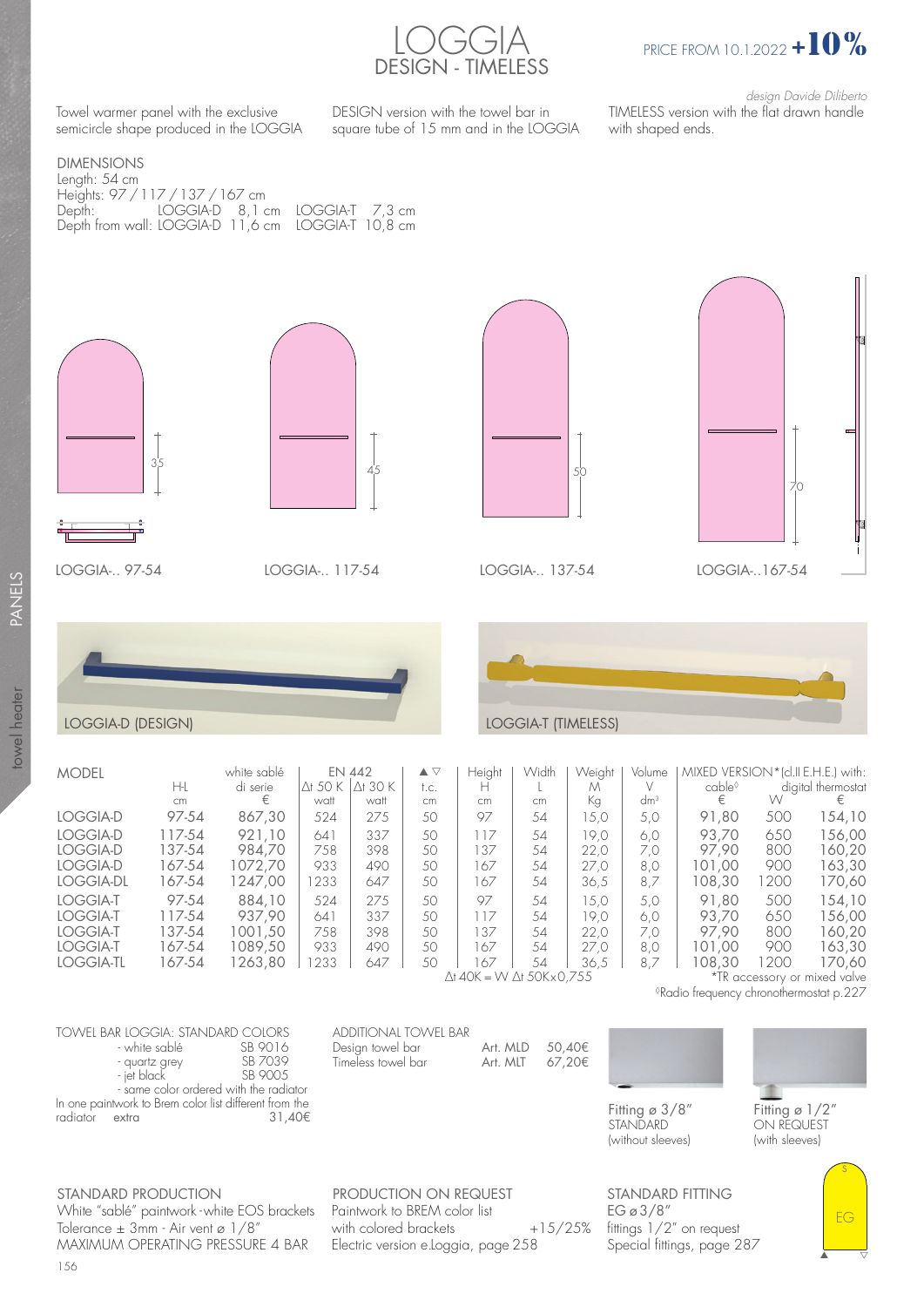# LOGGIA
## DESIGN - TIMELESS

PRICE FROM 10.1.2022 **+10%**

*design Davide Diliberto*

Towel warmer panel with the exclusive semicircle shape produced in the LOGGIA

DESIGN version with the towel bar in square tube of 15 mm and in the LOGGIA

TIMELESS version with the flat drawn handle with shaped ends.

DIMENSIONS
Length: 54 cm
Heights: 97 / 117 / 137 / 167 cm
Depth: LOGGIA-D 8,1 cm LOGGIA-T 7,3 cm
Depth from wall: LOGGIA-D 11,6 cm LOGGIA-T 10,8 cm

35 — LOGGIA-.. 97-54

45 — LOGGIA-.. 117-54

50 — LOGGIA-.. 137-54

70 — LOGGIA-..167-54

LOGGIA-D (DESIGN)

LOGGIA-T (TIMELESS)

| MODEL | H-L cm | white sablé di serie € | EN 442 Δt 50 K watt | Δt 30 K watt | ▲▽ t.c. cm | Height H cm | Width L cm | Weight M Kg | Volume V dm³ | MIXED VERSION* (cl.II E.H.E.) with: cable◊ € | W | digital thermostat € |
|---|---|---|---|---|---|---|---|---|---|---|---|---|
| LOGGIA-D | 97-54 | 867,30 | 524 | 275 | 50 | 97 | 54 | 15,0 | 5,0 | 91,80 | 500 | 154,10 |
| LOGGIA-D | 117-54 | 921,10 | 641 | 337 | 50 | 117 | 54 | 19,0 | 6,0 | 93,70 | 650 | 156,00 |
| LOGGIA-D | 137-54 | 984,70 | 758 | 398 | 50 | 137 | 54 | 22,0 | 7,0 | 97,90 | 800 | 160,20 |
| LOGGIA-D | 167-54 | 1072,70 | 933 | 490 | 50 | 167 | 54 | 27,0 | 8,0 | 101,00 | 900 | 163,30 |
| LOGGIA-DL | 167-54 | 1247,00 | 1233 | 647 | 50 | 167 | 54 | 36,5 | 8,7 | 108,30 | 1200 | 170,60 |
| LOGGIA-T | 97-54 | 884,10 | 524 | 275 | 50 | 97 | 54 | 15,0 | 5,0 | 91,80 | 500 | 154,10 |
| LOGGIA-T | 117-54 | 937,90 | 641 | 337 | 50 | 117 | 54 | 19,0 | 6,0 | 93,70 | 650 | 156,00 |
| LOGGIA-T | 137-54 | 1001,50 | 758 | 398 | 50 | 137 | 54 | 22,0 | 7,0 | 97,90 | 800 | 160,20 |
| LOGGIA-T | 167-54 | 1089,50 | 933 | 490 | 50 | 167 | 54 | 27,0 | 8,0 | 101,00 | 900 | 163,30 |
| LOGGIA-TL | 167-54 | 1263,80 | 1233 | 647 | 50 | 167 | 54 | 36,5 | 8,7 | 108,30 | 1200 | 170,60 |

Δt 40K = W Δt 50K×0,755

*TR accessory or mixed valve

◊Radio frequency chronothermostat p.227

TOWEL BAR LOGGIA: STANDARD COLORS
- white sablé SB 9016
- quartz grey SB 7039
- jet black SB 9005
- same color ordered with the radiator

In one paintwork to Brem color list different from the radiator extra 31,40€

ADDITIONAL TOWEL BAR

| | | |
|---|---|---|
| Design towel bar | Art. MLD | 50,40€ |
| Timeless towel bar | Art. MLT | 67,20€ |

Fitting ø 3/8"
STANDARD
(without sleeves)

Fitting ø 1/2"
ON REQUEST
(with sleeves)

STANDARD PRODUCTION
White "sablé" paintwork - white EOS brackets
Tolerance ± 3mm - Air vent ø 1/8"
MAXIMUM OPERATING PRESSURE 4 BAR

PRODUCTION ON REQUEST
Paintwork to BREM color list with colored brackets +15/25%
Electric version e.loggia, page 258

STANDARD FITTING
EG ø 3/8"
fittings 1/2" on request
Special fittings, page 287

EG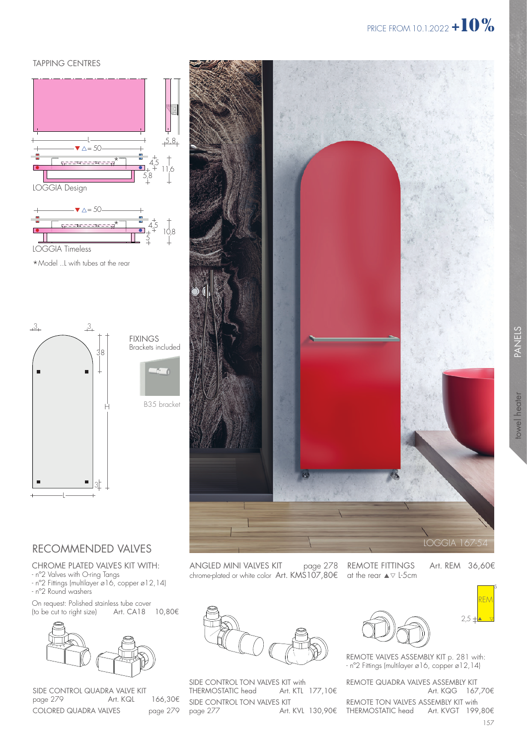PRICE FROM 10.1.2022 **+10%**

TAPPING CENTRES

L

5,8

▼△= 50

4,5

11,6

5,8

LOGGIA Design

▼△= 50

4,5

10,8

5

LOGGIA Timeless

*Model ..L with tubes at the rear

3 3

38

H

3

L

FIXINGS
Brackets included

B35 bracket

LOGGIA 167-54

## RECOMMENDED VALVES

CHROME PLATED VALVES KIT WITH:
- n°2 Valves with O-ring Tangs
- n°2 Fittings (multilayer ø16, copper ø12,14)
- n°2 Round washers

On request: Polished stainless tube cover
(to be cut to right size) Art. CA18 10,80€

SIDE CONTROL QUADRA VALVE KIT
page 279 Art. KQL 166,30€
COLORED QUADRA VALVES page 279

ANGLED MINI VALVES KIT page 278
chrome-plated or white color Art. KMS107,80€

SIDE CONTROL TON VALVES KIT with THERMOSTATIC head Art. KTL 177,10€
SIDE CONTROL TON VALVES KIT
page 277 Art. KVL 130,90€

REMOTE FITTINGS Art. REM 36,60€
at the rear ▲▽ L-5cm

REM

2,5

REMOTE VALVES ASSEMBLY KIT p. 281 with:
- n°2 Fittings (multilayer ø16, copper ø12,14)

REMOTE QUADRA VALVES ASSEMBLY KIT
Art. KQG 167,70€
REMOTE TON VALVES ASSEMBLY KIT with THERMOSTATIC head Art. KVGT 199,80€